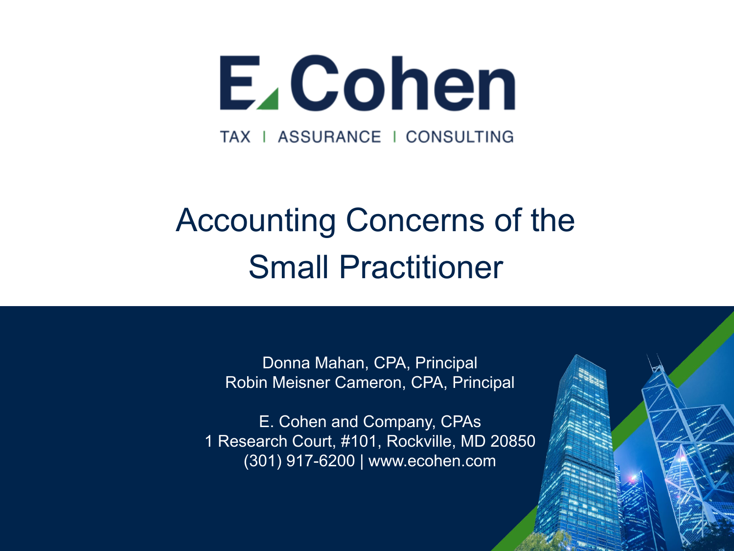E. Cohen

TAX | ASSURANCE | CONSULTING

# Accounting Concerns of the Small Practitioner

Donna Mahan, CPA, Principal
Robin Meisner Cameron, CPA, Principal

E. Cohen and Company, CPAs
1 Research Court, #101, Rockville, MD 20850
(301) 917-6200 | www.ecohen.com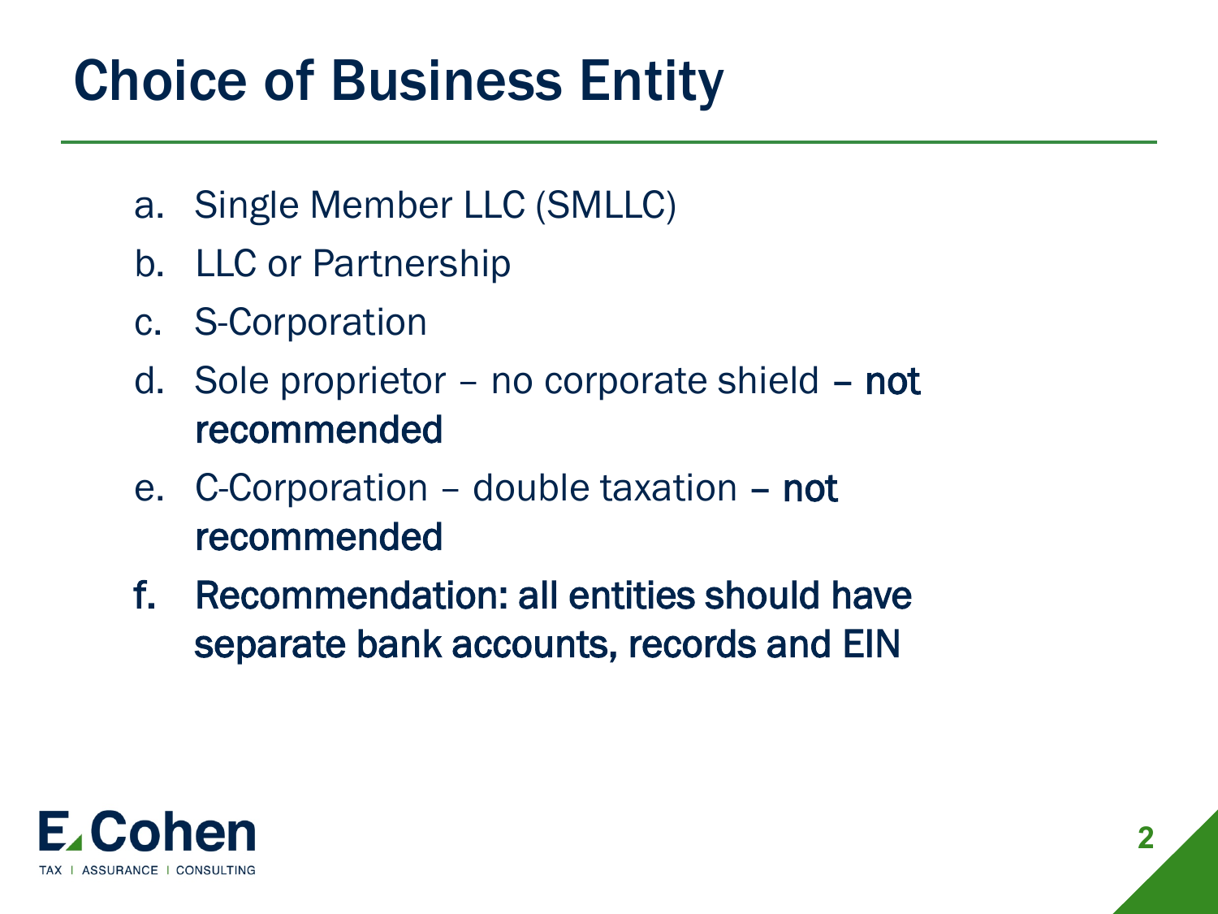# Choice of Business Entity

a. Single Member LLC (SMLLC)
b. LLC or Partnership
c. S-Corporation
d. Sole proprietor – no corporate shield **– not recommended**
e. C-Corporation – double taxation **– not recommended**
f. **Recommendation: all entities should have separate bank accounts, records and EIN**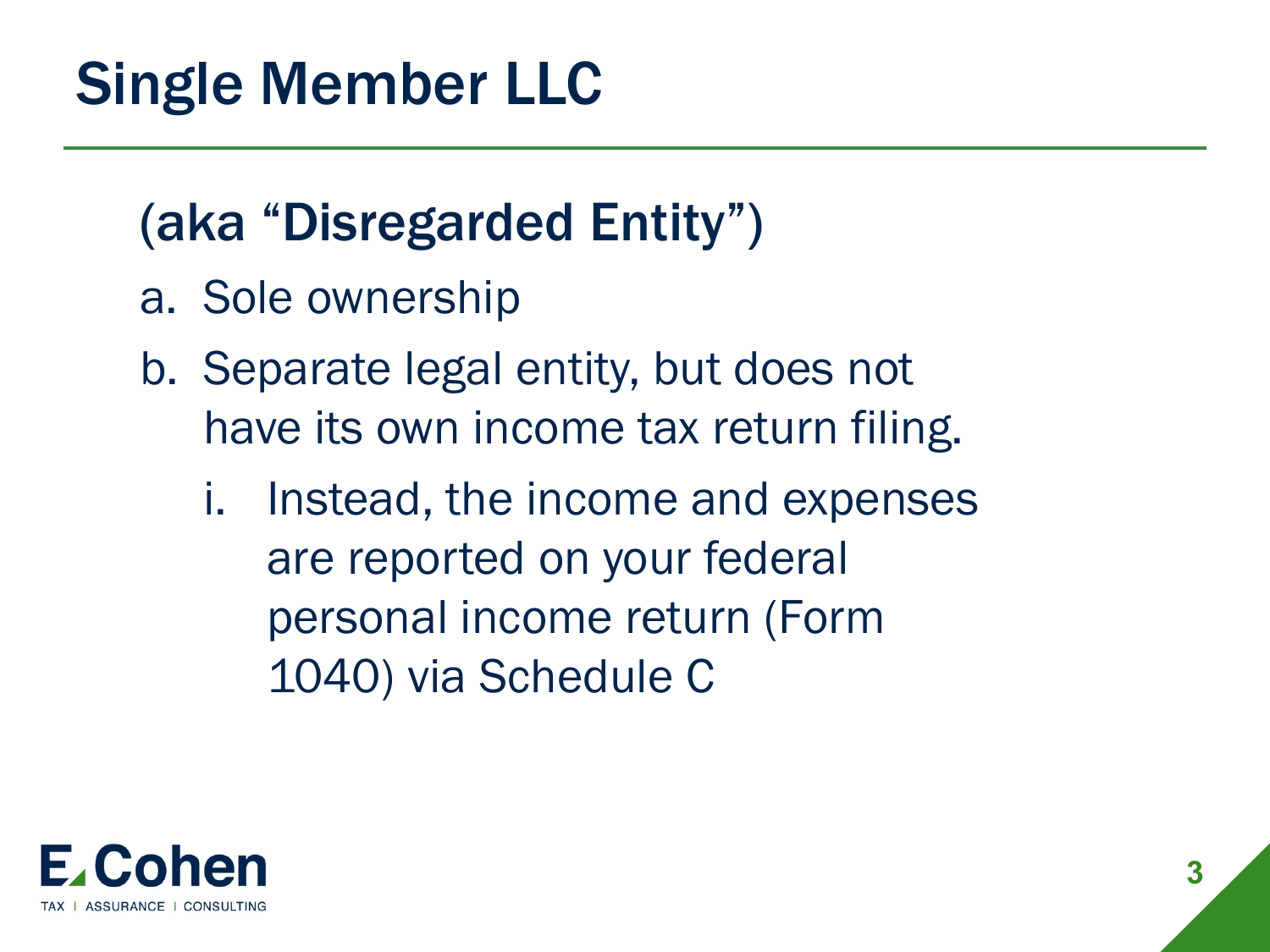# Single Member LLC

## (aka "Disregarded Entity")

a. Sole ownership
b. Separate legal entity, but does not have its own income tax return filing.
   i. Instead, the income and expenses are reported on your federal personal income return (Form 1040) via Schedule C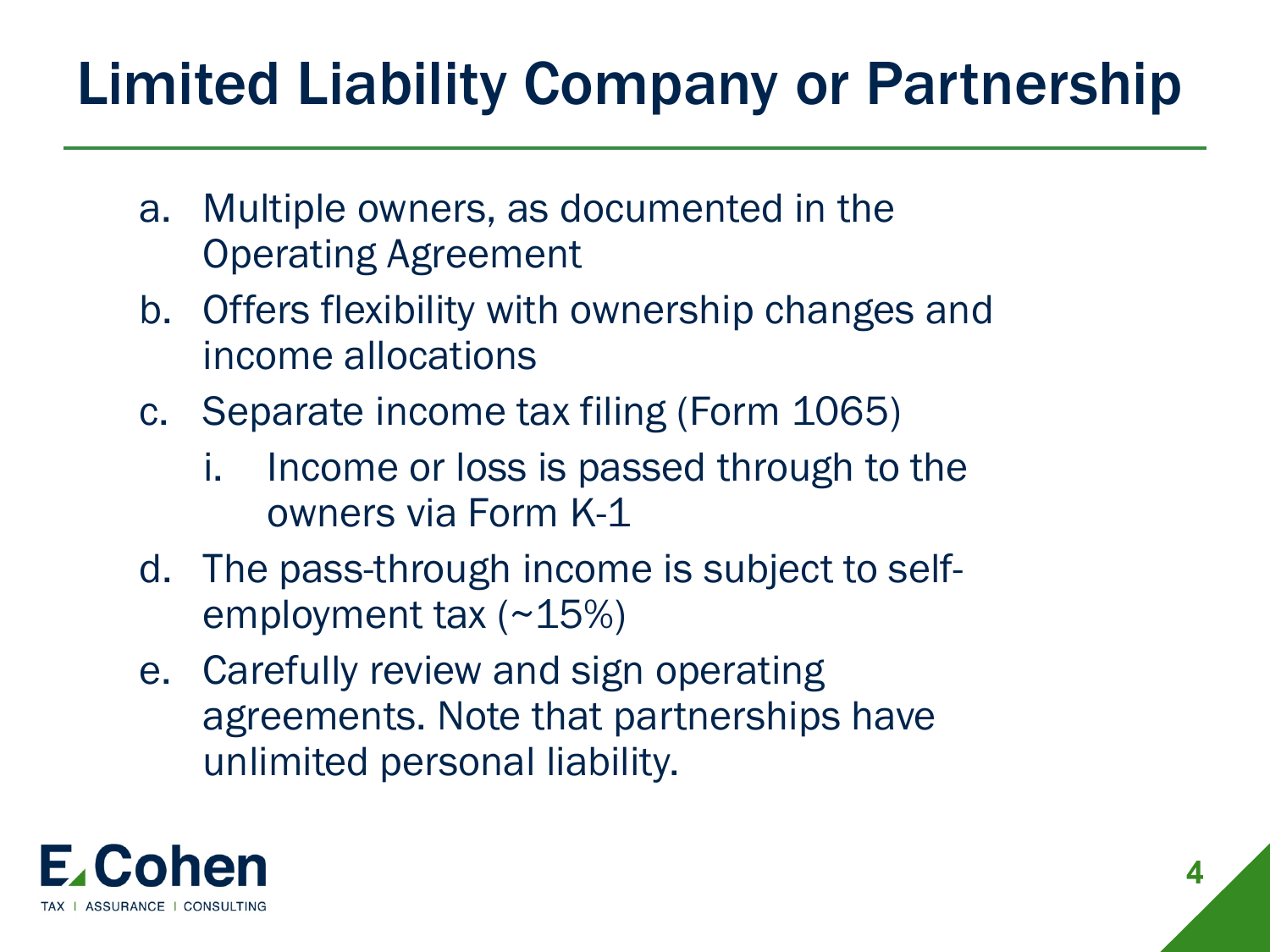# Limited Liability Company or Partnership

a. Multiple owners, as documented in the Operating Agreement

b. Offers flexibility with ownership changes and income allocations

c. Separate income tax filing (Form 1065)

   i. Income or loss is passed through to the owners via Form K-1

d. The pass-through income is subject to self-employment tax (~15%)

e. Carefully review and sign operating agreements. Note that partnerships have unlimited personal liability.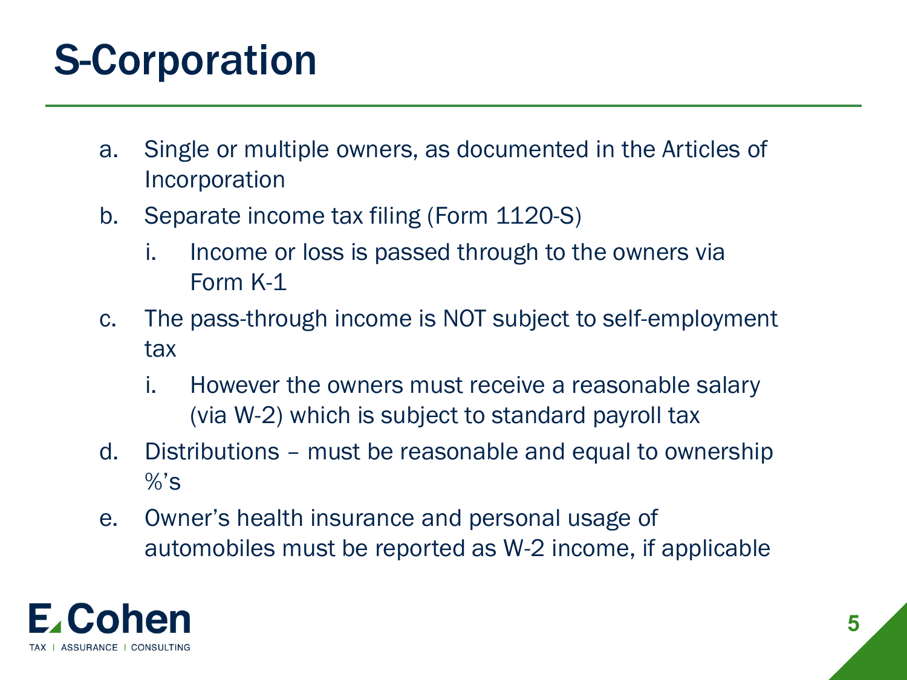# S-Corporation

a. Single or multiple owners, as documented in the Articles of Incorporation
b. Separate income tax filing (Form 1120-S)
   i. Income or loss is passed through to the owners via Form K-1
c. The pass-through income is NOT subject to self-employment tax
   i. However the owners must receive a reasonable salary (via W-2) which is subject to standard payroll tax
d. Distributions – must be reasonable and equal to ownership %'s
e. Owner's health insurance and personal usage of automobiles must be reported as W-2 income, if applicable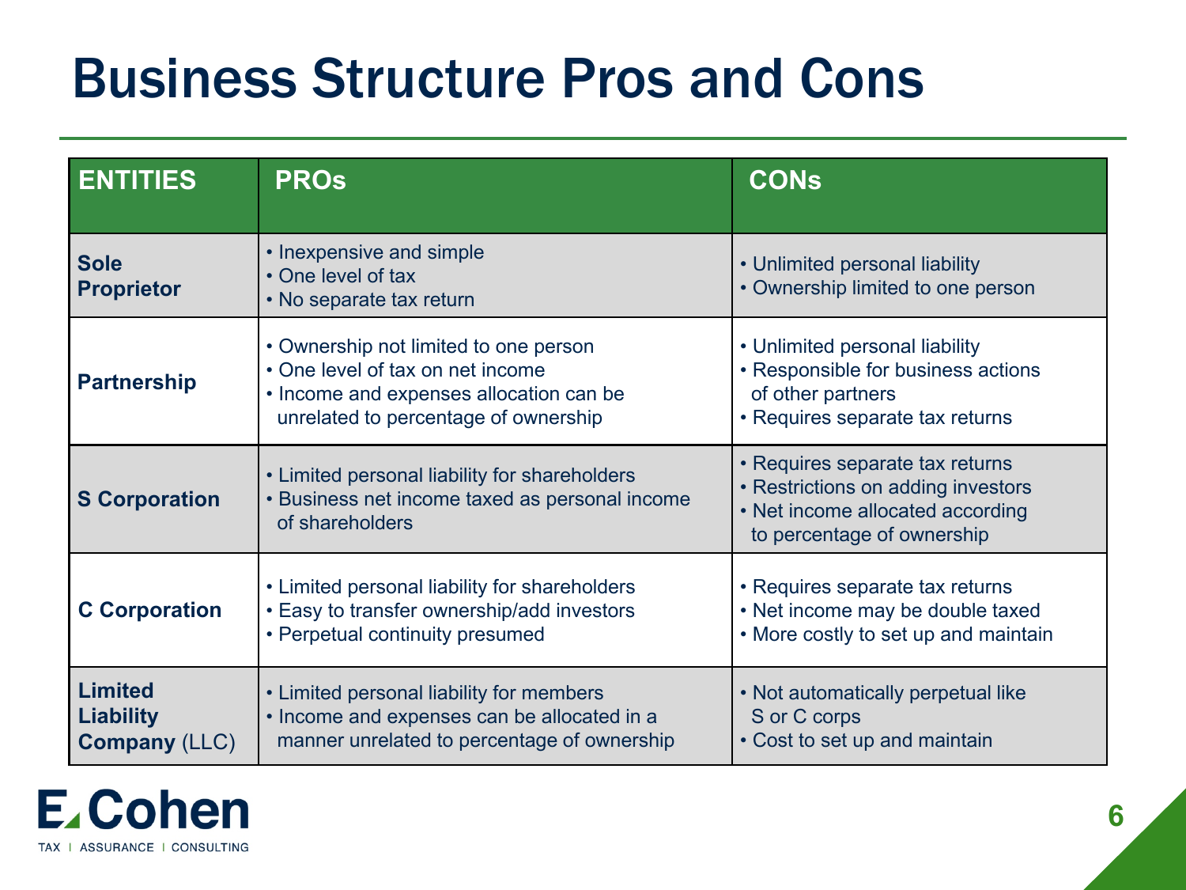# Business Structure Pros and Cons

| ENTITIES | PROs | CONs |
|---|---|---|
| **Sole Proprietor** | • Inexpensive and simple<br>• One level of tax<br>• No separate tax return | • Unlimited personal liability<br>• Ownership limited to one person |
| **Partnership** | • Ownership not limited to one person<br>• One level of tax on net income<br>• Income and expenses allocation can be unrelated to percentage of ownership | • Unlimited personal liability<br>• Responsible for business actions of other partners<br>• Requires separate tax returns |
| **S Corporation** | • Limited personal liability for shareholders<br>• Business net income taxed as personal income of shareholders | • Requires separate tax returns<br>• Restrictions on adding investors<br>• Net income allocated according to percentage of ownership |
| **C Corporation** | • Limited personal liability for shareholders<br>• Easy to transfer ownership/add investors<br>• Perpetual continuity presumed | • Requires separate tax returns<br>• Net income may be double taxed<br>• More costly to set up and maintain |
| **Limited Liability Company** (LLC) | • Limited personal liability for members<br>• Income and expenses can be allocated in a manner unrelated to percentage of ownership | • Not automatically perpetual like S or C corps<br>• Cost to set up and maintain |

E Cohen
TAX | ASSURANCE | CONSULTING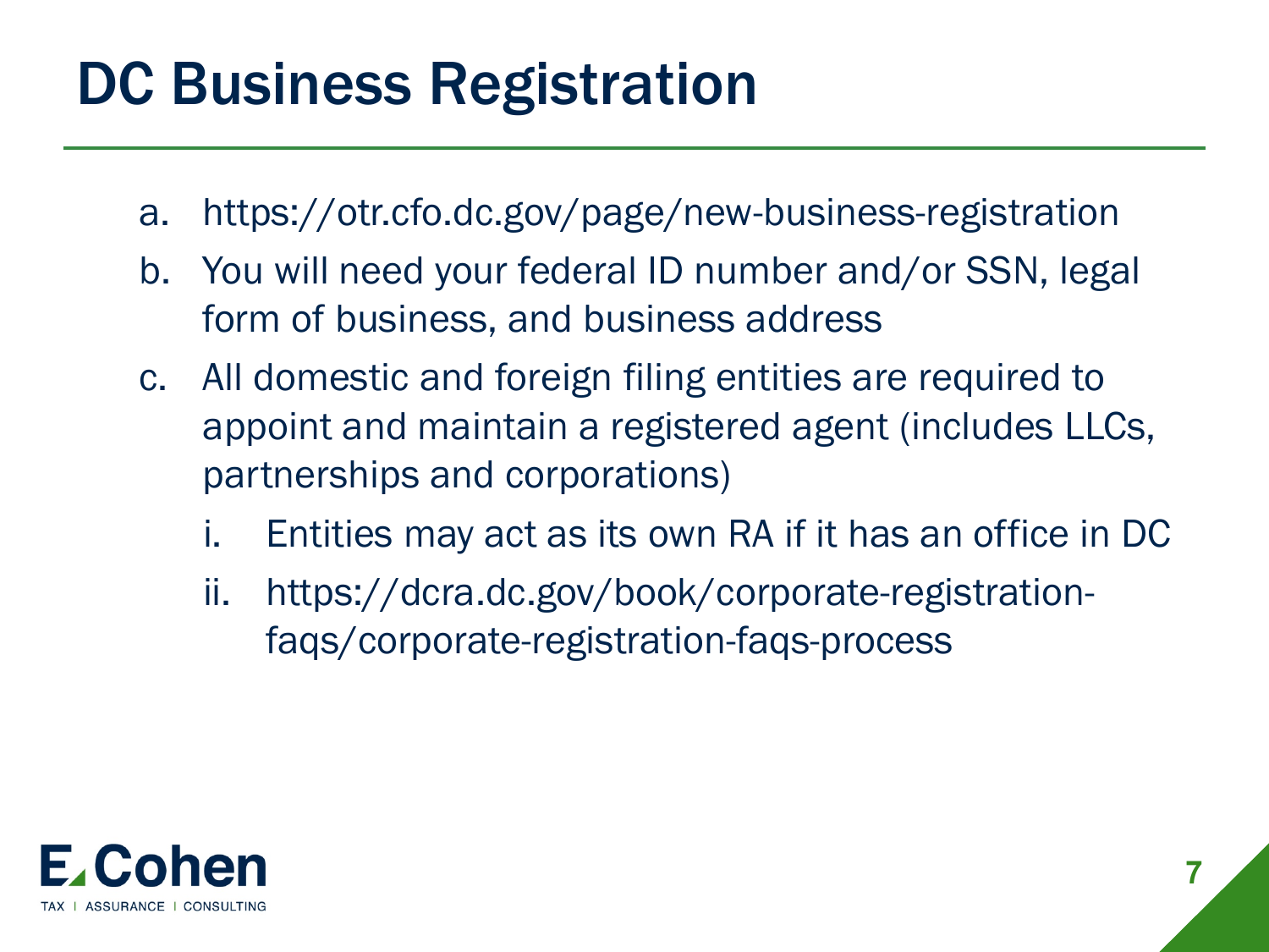# DC Business Registration

a. https://otr.cfo.dc.gov/page/new-business-registration

b. You will need your federal ID number and/or SSN, legal form of business, and business address

c. All domestic and foreign filing entities are required to appoint and maintain a registered agent (includes LLCs, partnerships and corporations)

   i. Entities may act as its own RA if it has an office in DC

   ii. https://dcra.dc.gov/book/corporate-registration-faqs/corporate-registration-faqs-process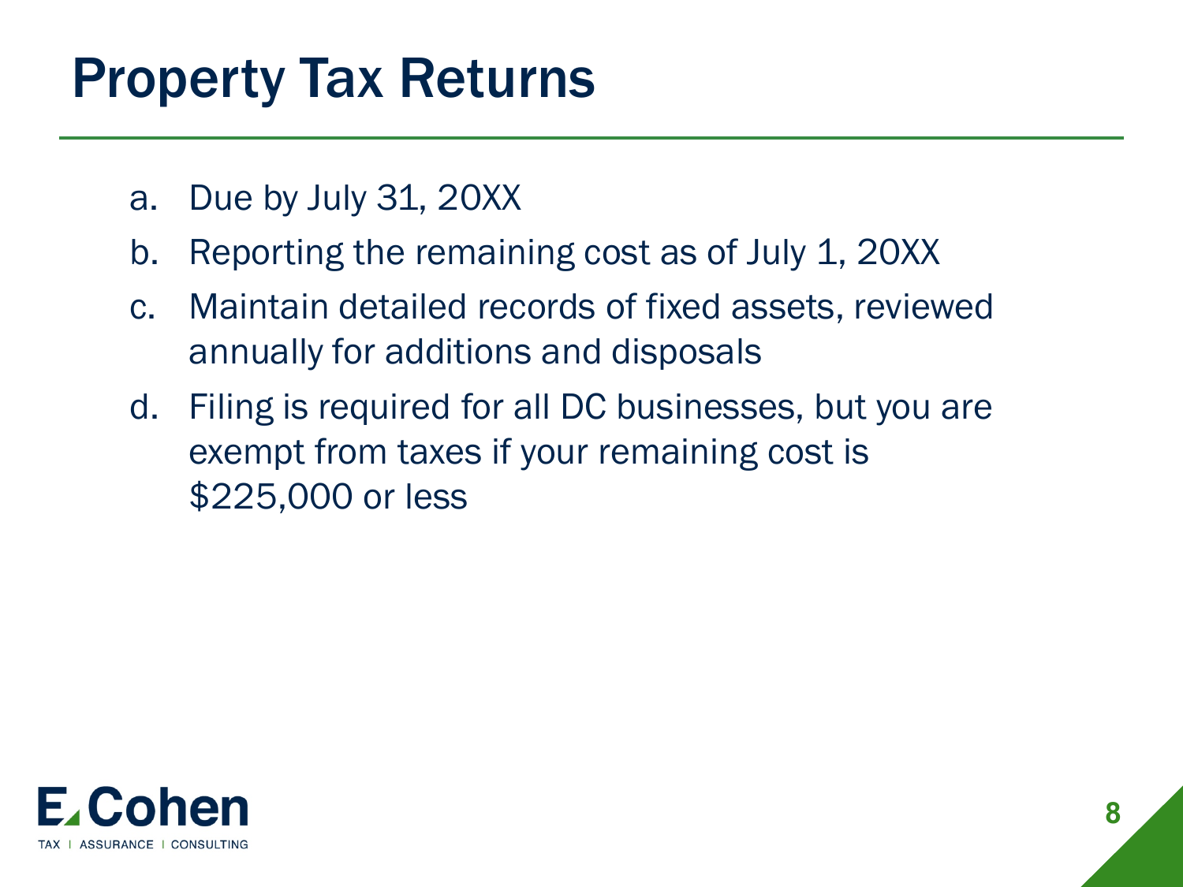# Property Tax Returns

a. Due by July 31, 20XX
b. Reporting the remaining cost as of July 1, 20XX
c. Maintain detailed records of fixed assets, reviewed annually for additions and disposals
d. Filing is required for all DC businesses, but you are exempt from taxes if your remaining cost is $225,000 or less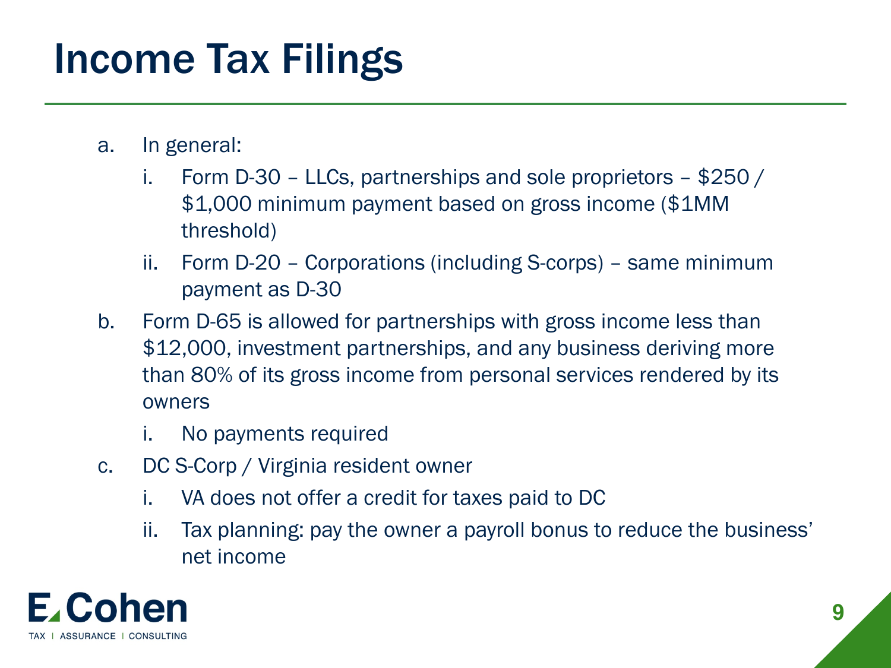# Income Tax Filings

a. In general:
   i. Form D-30 – LLCs, partnerships and sole proprietors – $250 / $1,000 minimum payment based on gross income ($1MM threshold)
   ii. Form D-20 – Corporations (including S-corps) – same minimum payment as D-30
b. Form D-65 is allowed for partnerships with gross income less than $12,000, investment partnerships, and any business deriving more than 80% of its gross income from personal services rendered by its owners
   i. No payments required
c. DC S-Corp / Virginia resident owner
   i. VA does not offer a credit for taxes paid to DC
   ii. Tax planning: pay the owner a payroll bonus to reduce the business' net income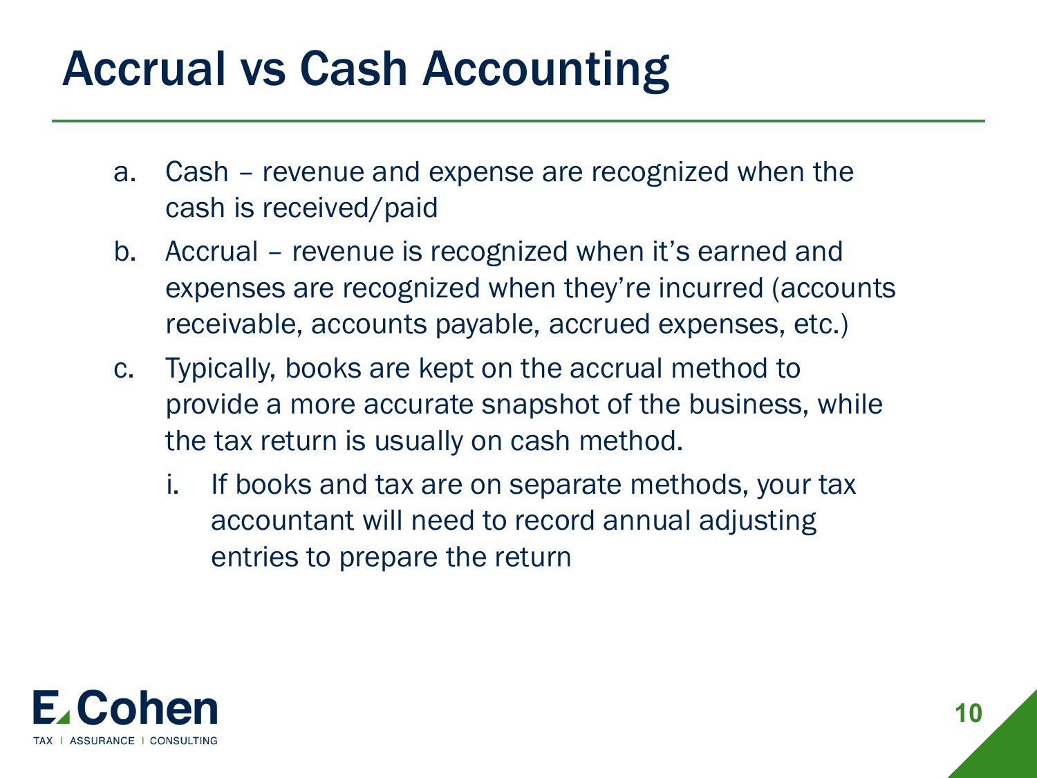# Accrual vs Cash Accounting

a. Cash – revenue and expense are recognized when the cash is received/paid

b. Accrual – revenue is recognized when it's earned and expenses are recognized when they're incurred (accounts receivable, accounts payable, accrued expenses, etc.)

c. Typically, books are kept on the accrual method to provide a more accurate snapshot of the business, while the tax return is usually on cash method.

   i. If books and tax are on separate methods, your tax accountant will need to record annual adjusting entries to prepare the return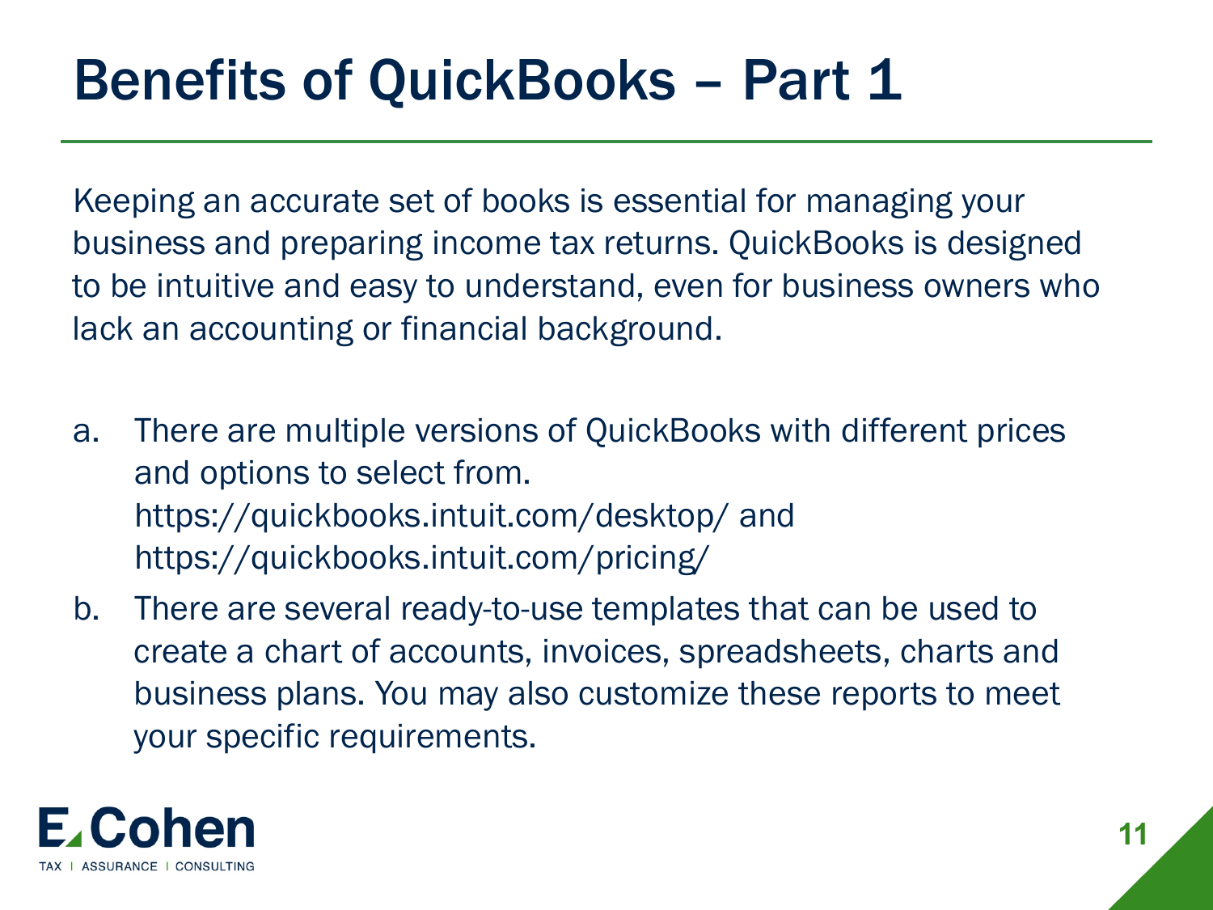# Benefits of QuickBooks – Part 1

Keeping an accurate set of books is essential for managing your business and preparing income tax returns. QuickBooks is designed to be intuitive and easy to understand, even for business owners who lack an accounting or financial background.

a. There are multiple versions of QuickBooks with different prices and options to select from. https://quickbooks.intuit.com/desktop/ and https://quickbooks.intuit.com/pricing/

b. There are several ready-to-use templates that can be used to create a chart of accounts, invoices, spreadsheets, charts and business plans. You may also customize these reports to meet your specific requirements.

E. Cohen
TAX | ASSURANCE | CONSULTING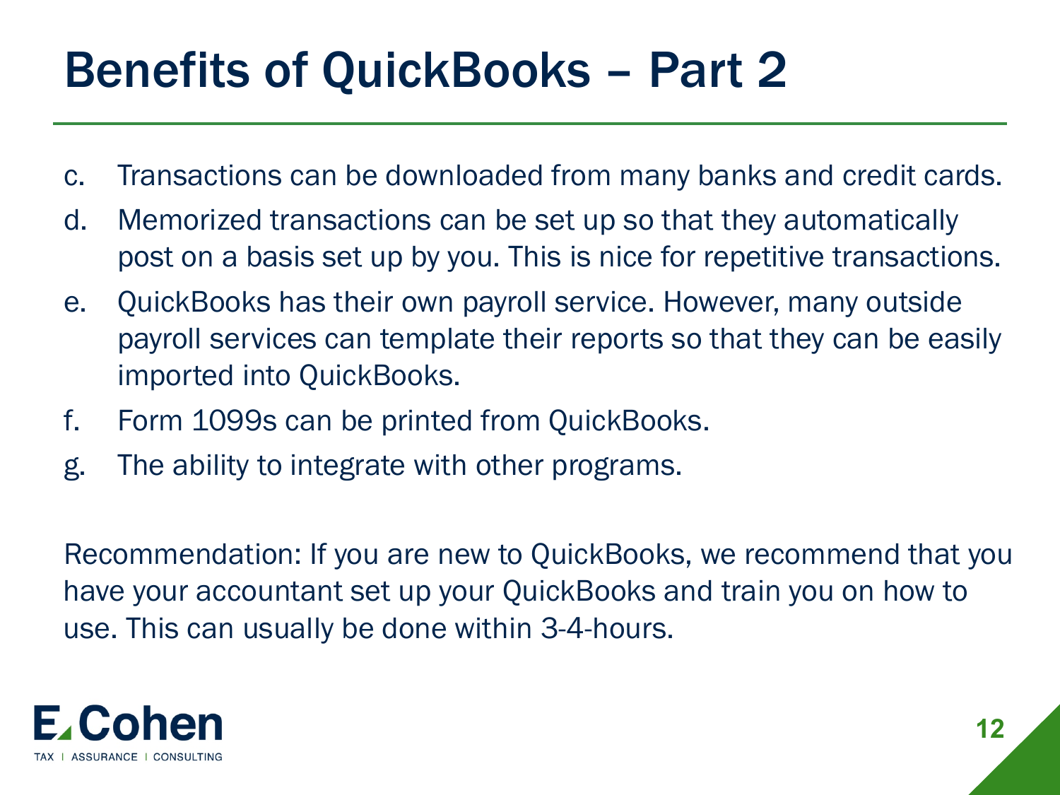# Benefits of QuickBooks – Part 2

c. Transactions can be downloaded from many banks and credit cards.
d. Memorized transactions can be set up so that they automatically post on a basis set up by you. This is nice for repetitive transactions.
e. QuickBooks has their own payroll service. However, many outside payroll services can template their reports so that they can be easily imported into QuickBooks.
f. Form 1099s can be printed from QuickBooks.
g. The ability to integrate with other programs.

Recommendation: If you are new to QuickBooks, we recommend that you have your accountant set up your QuickBooks and train you on how to use. This can usually be done within 3-4-hours.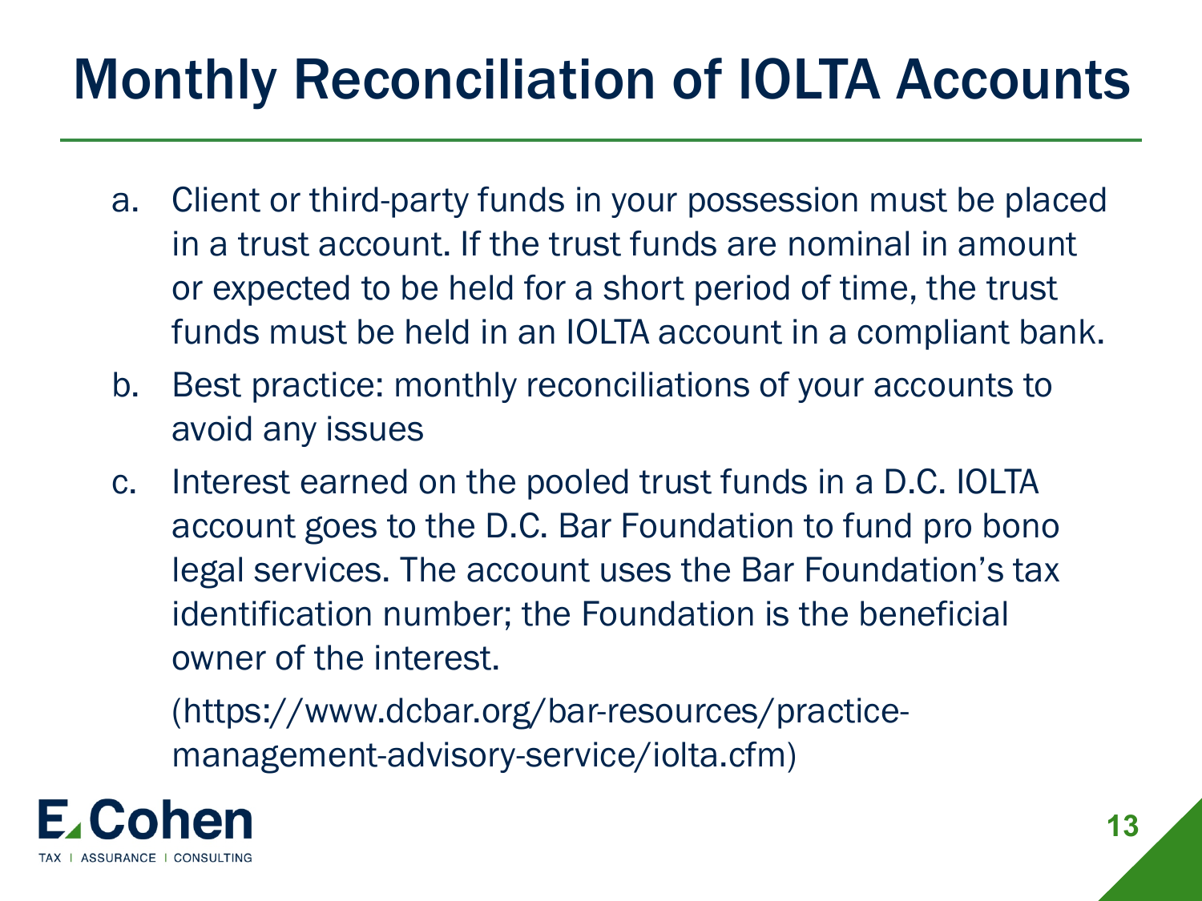# Monthly Reconciliation of IOLTA Accounts

a. Client or third-party funds in your possession must be placed in a trust account. If the trust funds are nominal in amount or expected to be held for a short period of time, the trust funds must be held in an IOLTA account in a compliant bank.

b. Best practice: monthly reconciliations of your accounts to avoid any issues

c. Interest earned on the pooled trust funds in a D.C. IOLTA account goes to the D.C. Bar Foundation to fund pro bono legal services. The account uses the Bar Foundation's tax identification number; the Foundation is the beneficial owner of the interest.

   (https://www.dcbar.org/bar-resources/practice-management-advisory-service/iolta.cfm)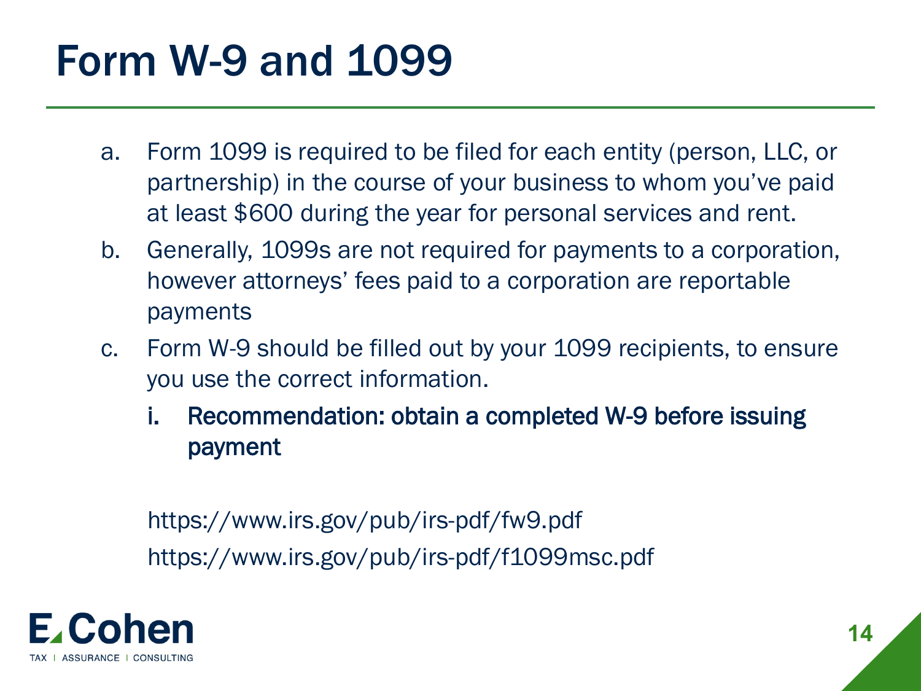# Form W-9 and 1099

a. Form 1099 is required to be filed for each entity (person, LLC, or partnership) in the course of your business to whom you've paid at least $600 during the year for personal services and rent.

b. Generally, 1099s are not required for payments to a corporation, however attorneys' fees paid to a corporation are reportable payments

c. Form W-9 should be filled out by your 1099 recipients, to ensure you use the correct information.

   i. Recommendation: obtain a completed W-9 before issuing payment

https://www.irs.gov/pub/irs-pdf/fw9.pdf

https://www.irs.gov/pub/irs-pdf/f1099msc.pdf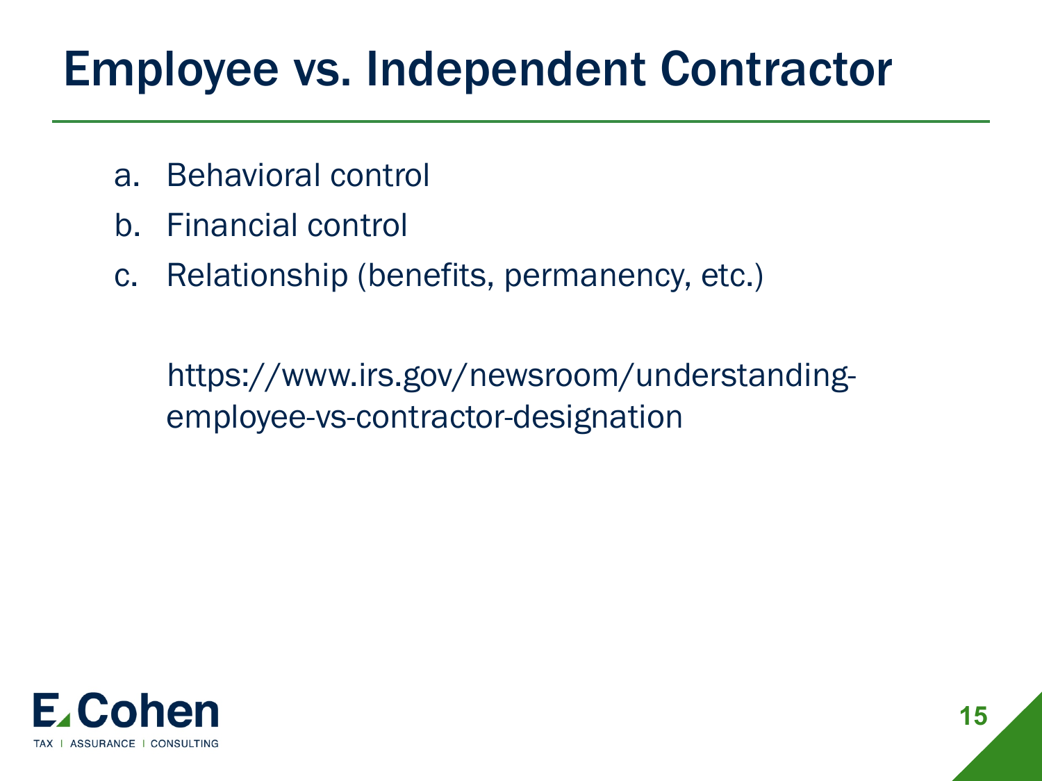# Employee vs. Independent Contractor

a. Behavioral control
b. Financial control
c. Relationship (benefits, permanency, etc.)

https://www.irs.gov/newsroom/understanding-employee-vs-contractor-designation

E. Cohen
TAX | ASSURANCE | CONSULTING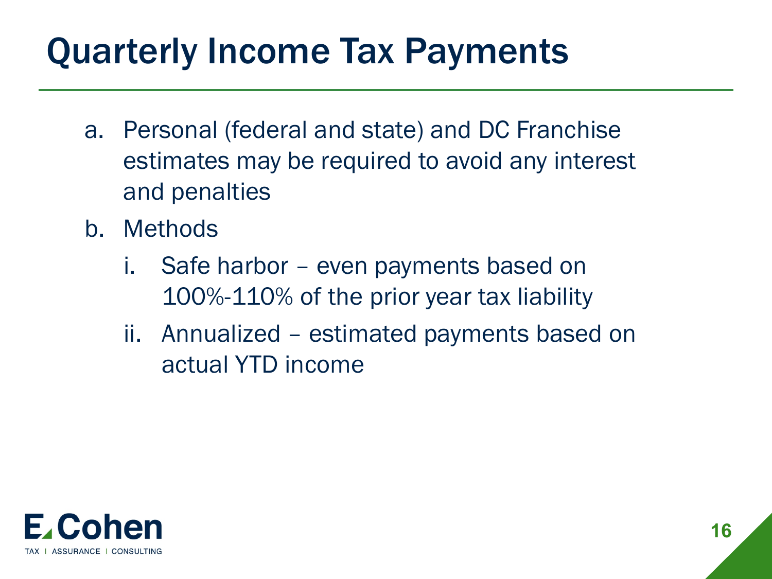# Quarterly Income Tax Payments

a. Personal (federal and state) and DC Franchise estimates may be required to avoid any interest and penalties

b. Methods

   i. Safe harbor – even payments based on 100%-110% of the prior year tax liability

   ii. Annualized – estimated payments based on actual YTD income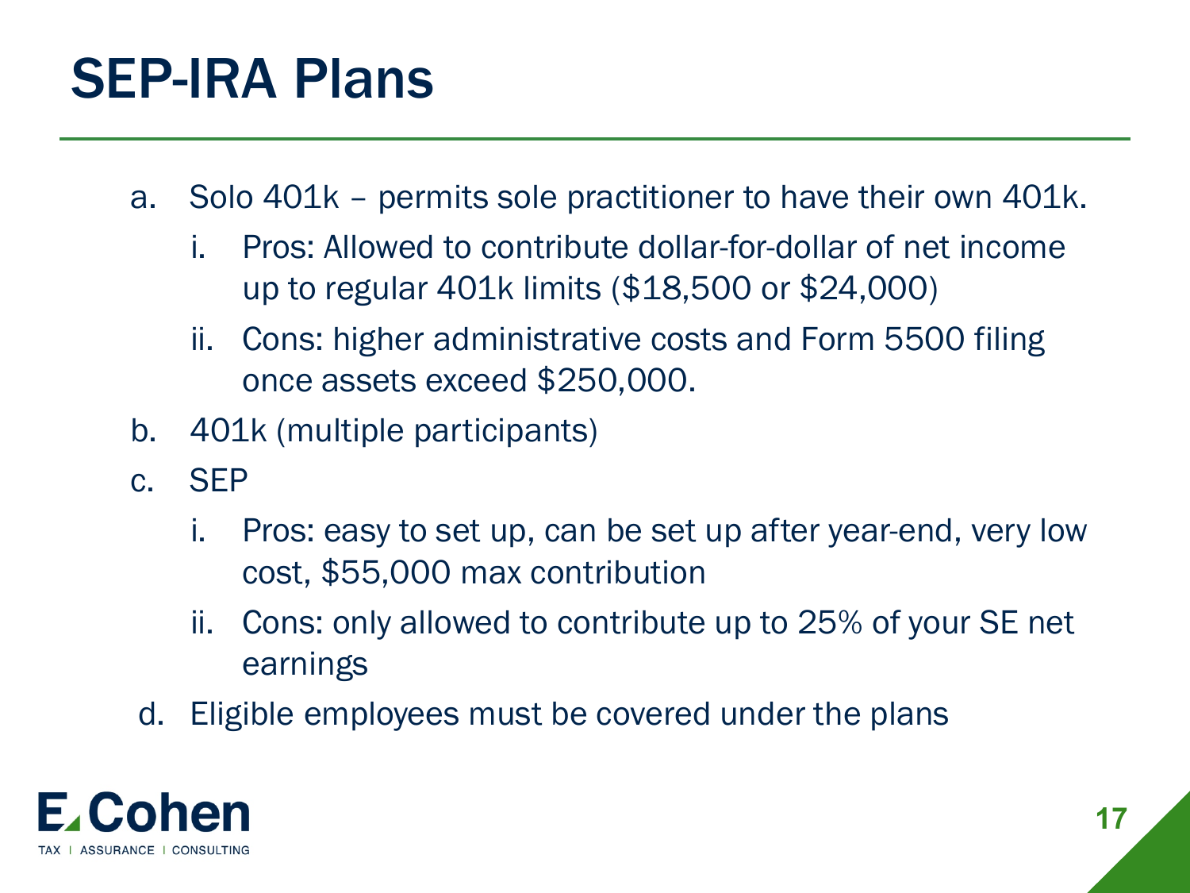# SEP-IRA Plans

a. Solo 401k – permits sole practitioner to have their own 401k.
   i. Pros: Allowed to contribute dollar-for-dollar of net income up to regular 401k limits ($18,500 or $24,000)
   ii. Cons: higher administrative costs and Form 5500 filing once assets exceed $250,000.

b. 401k (multiple participants)

c. SEP
   i. Pros: easy to set up, can be set up after year-end, very low cost, $55,000 max contribution
   ii. Cons: only allowed to contribute up to 25% of your SE net earnings

d. Eligible employees must be covered under the plans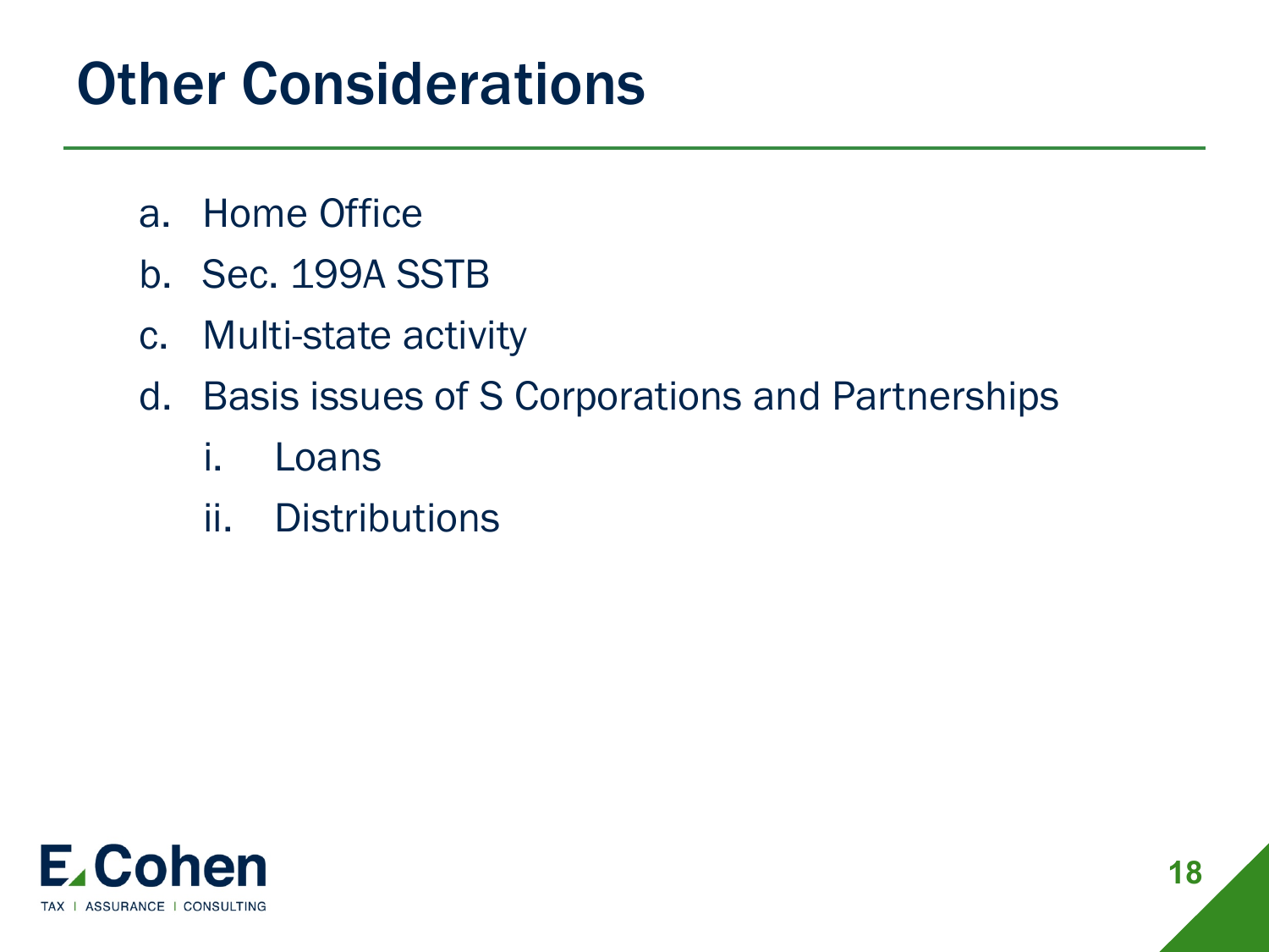# Other Considerations

a. Home Office
b. Sec. 199A SSTB
c. Multi-state activity
d. Basis issues of S Corporations and Partnerships
   i. Loans
   ii. Distributions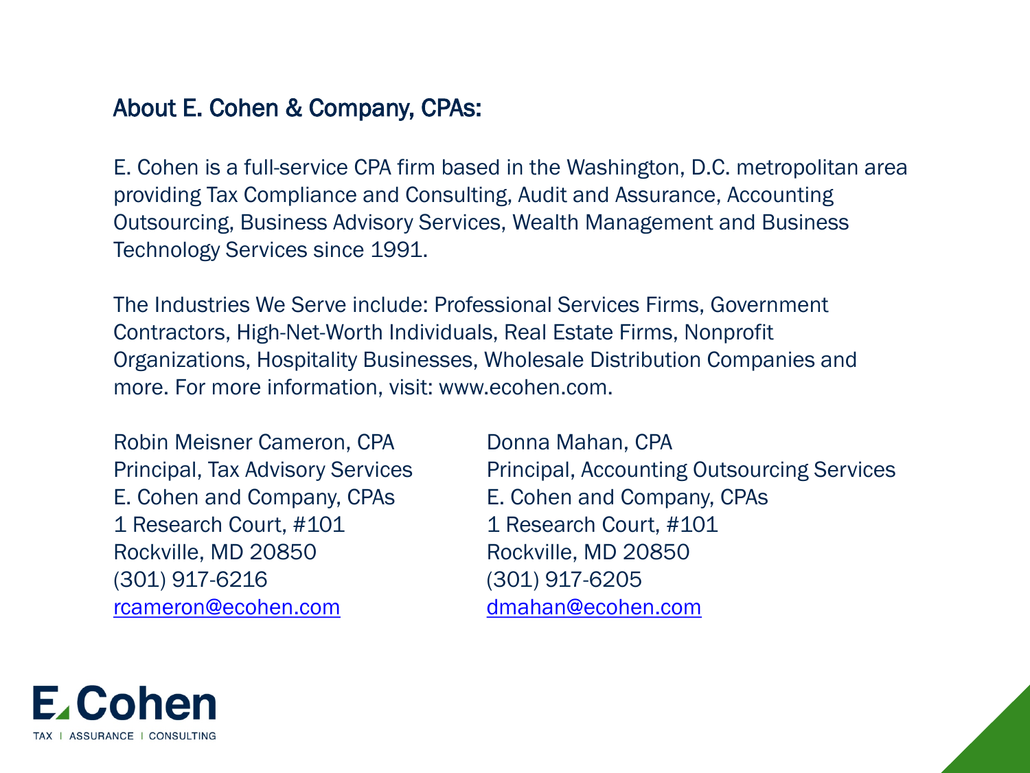## About E. Cohen & Company, CPAs:

E. Cohen is a full-service CPA firm based in the Washington, D.C. metropolitan area providing Tax Compliance and Consulting, Audit and Assurance, Accounting Outsourcing, Business Advisory Services, Wealth Management and Business Technology Services since 1991.

The Industries We Serve include: Professional Services Firms, Government Contractors, High-Net-Worth Individuals, Real Estate Firms, Nonprofit Organizations, Hospitality Businesses, Wholesale Distribution Companies and more. For more information, visit: www.ecohen.com.

Robin Meisner Cameron, CPA
Principal, Tax Advisory Services
E. Cohen and Company, CPAs
1 Research Court, #101
Rockville, MD 20850
(301) 917-6216
rcameron@ecohen.com

Donna Mahan, CPA
Principal, Accounting Outsourcing Services
E. Cohen and Company, CPAs
1 Research Court, #101
Rockville, MD 20850
(301) 917-6205
dmahan@ecohen.com

E. Cohen
TAX | ASSURANCE | CONSULTING